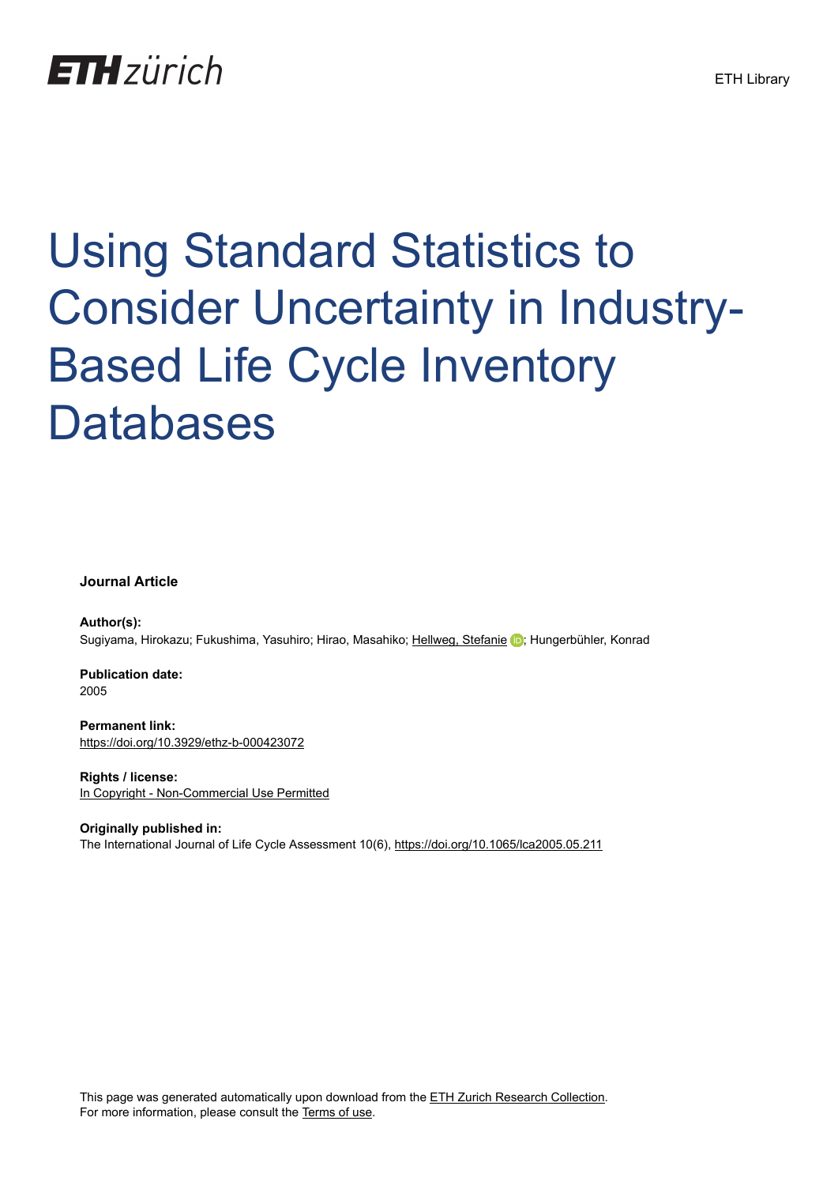ETH zürich

ETH Library

# Using Standard Statistics to Consider Uncertainty in Industry-Based Life Cycle Inventory Databases

**Journal Article**

**Author(s):**
Sugiyama, Hirokazu; Fukushima, Yasuhiro; Hirao, Masahiko; Hellweg, Stefanie; Hungerbühler, Konrad

**Publication date:**
2005

**Permanent link:**
https://doi.org/10.3929/ethz-b-000423072

**Rights / license:**
In Copyright - Non-Commercial Use Permitted

**Originally published in:**
The International Journal of Life Cycle Assessment 10(6), https://doi.org/10.1065/lca2005.05.211

This page was generated automatically upon download from the ETH Zurich Research Collection.
For more information, please consult the Terms of use.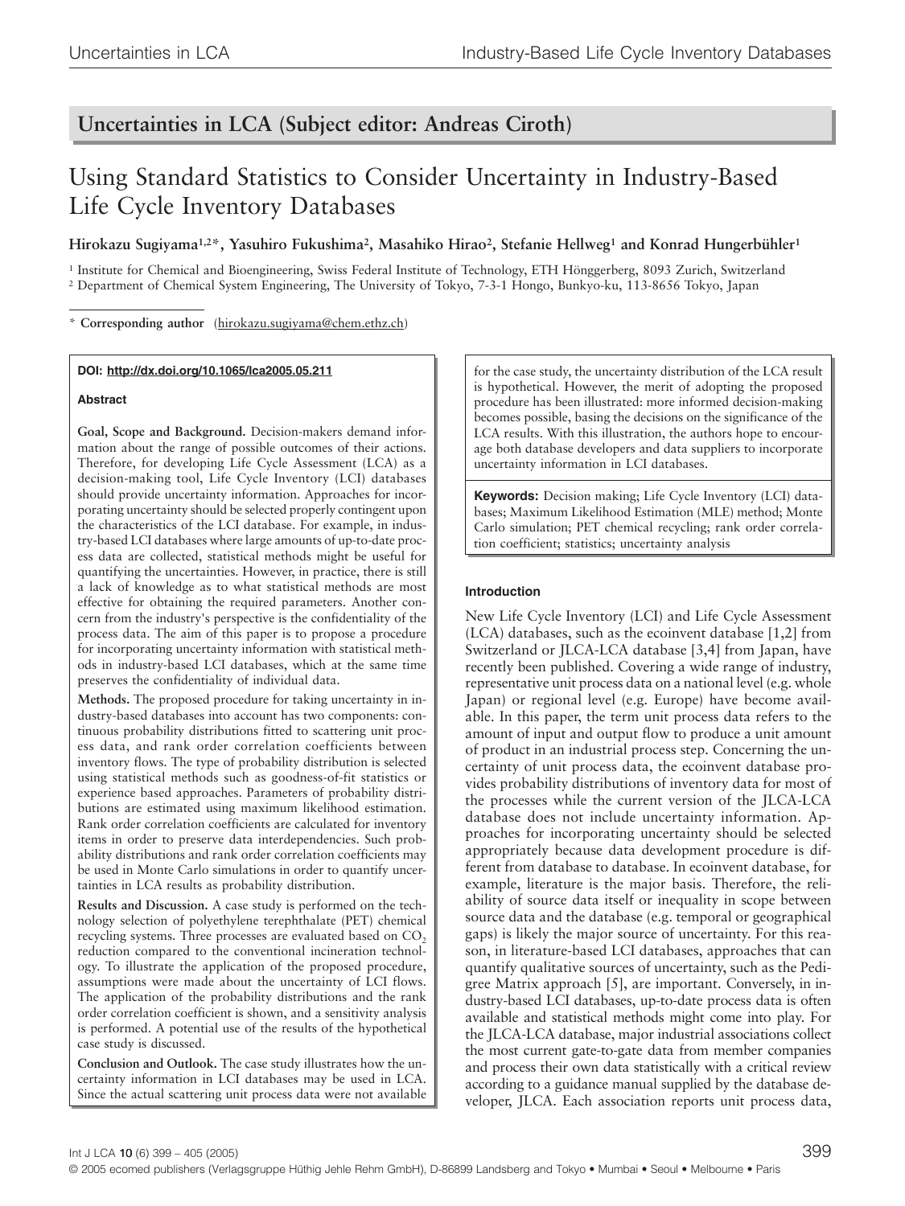## Uncertainties in LCA (Subject editor: Andreas Ciroth)

# Using Standard Statistics to Consider Uncertainty in Industry-Based Life Cycle Inventory Databases

**Hirokazu Sugiyama[1,2]*, Yasuhiro Fukushima[2], Masahiko Hirao[2], Stefanie Hellweg[1] and Konrad Hungerbühler[1]**

[1] Institute for Chemical and Bioengineering, Swiss Federal Institute of Technology, ETH Hönggerberg, 8093 Zurich, Switzerland
[2] Department of Chemical System Engineering, The University of Tokyo, 7-3-1 Hongo, Bunkyo-ku, 113-8656 Tokyo, Japan

\* **Corresponding author** (hirokazu.sugiyama@chem.ethz.ch)

**DOI: http://dx.doi.org/10.1065/lca2005.05.211**

**Abstract**

**Goal, Scope and Background.** Decision-makers demand information about the range of possible outcomes of their actions. Therefore, for developing Life Cycle Assessment (LCA) as a decision-making tool, Life Cycle Inventory (LCI) databases should provide uncertainty information. Approaches for incorporating uncertainty should be selected properly contingent upon the characteristics of the LCI database. For example, in industry-based LCI databases where large amounts of up-to-date process data are collected, statistical methods might be useful for quantifying the uncertainties. However, in practice, there is still a lack of knowledge as to what statistical methods are most effective for obtaining the required parameters. Another concern from the industry's perspective is the confidentiality of the process data. The aim of this paper is to propose a procedure for incorporating uncertainty information with statistical methods in industry-based LCI databases, which at the same time preserves the confidentiality of individual data.

**Methods.** The proposed procedure for taking uncertainty in industry-based databases into account has two components: continuous probability distributions fitted to scattering unit process data, and rank order correlation coefficients between inventory flows. The type of probability distribution is selected using statistical methods such as goodness-of-fit statistics or experience based approaches. Parameters of probability distributions are estimated using maximum likelihood estimation. Rank order correlation coefficients are calculated for inventory items in order to preserve data interdependencies. Such probability distributions and rank order correlation coefficients may be used in Monte Carlo simulations in order to quantify uncertainties in LCA results as probability distribution.

**Results and Discussion.** A case study is performed on the technology selection of polyethylene terephthalate (PET) chemical recycling systems. Three processes are evaluated based on $CO_2$ reduction compared to the conventional incineration technology. To illustrate the application of the proposed procedure, assumptions were made about the uncertainty of LCI flows. The application of the probability distributions and the rank order correlation coefficient is shown, and a sensitivity analysis is performed. A potential use of the results of the hypothetical case study is discussed.

**Conclusion and Outlook.** The case study illustrates how the uncertainty information in LCI databases may be used in LCA. Since the actual scattering unit process data were not available for the case study, the uncertainty distribution of the LCA result is hypothetical. However, the merit of adopting the proposed procedure has been illustrated: more informed decision-making becomes possible, basing the decisions on the significance of the LCA results. With this illustration, the authors hope to encourage both database developers and data suppliers to incorporate uncertainty information in LCI databases.

**Keywords:** Decision making; Life Cycle Inventory (LCI) databases; Maximum Likelihood Estimation (MLE) method; Monte Carlo simulation; PET chemical recycling; rank order correlation coefficient; statistics; uncertainty analysis

### Introduction

New Life Cycle Inventory (LCI) and Life Cycle Assessment (LCA) databases, such as the ecoinvent database [1,2] from Switzerland or JLCA-LCA database [3,4] from Japan, have recently been published. Covering a wide range of industry, representative unit process data on a national level (e.g. whole Japan) or regional level (e.g. Europe) have become available. In this paper, the term unit process data refers to the amount of input and output flow to produce a unit amount of product in an industrial process step. Concerning the uncertainty of unit process data, the ecoinvent database provides probability distributions of inventory data for most of the processes while the current version of the JLCA-LCA database does not include uncertainty information. Approaches for incorporating uncertainty should be selected appropriately because data development procedure is different from database to database. In ecoinvent database, for example, literature is the major basis. Therefore, the reliability of source data itself or inequality in scope between source data and the database (e.g. temporal or geographical gaps) is likely the major source of uncertainty. For this reason, in literature-based LCI databases, approaches that can quantify qualitative sources of uncertainty, such as the Pedigree Matrix approach [5], are important. Conversely, in industry-based LCI databases, up-to-date process data is often available and statistical methods might come into play. For the JLCA-LCA database, major industrial associations collect the most current gate-to-gate data from member companies and process their own data statistically with a critical review according to a guidance manual supplied by the database developer, JLCA. Each association reports unit process data,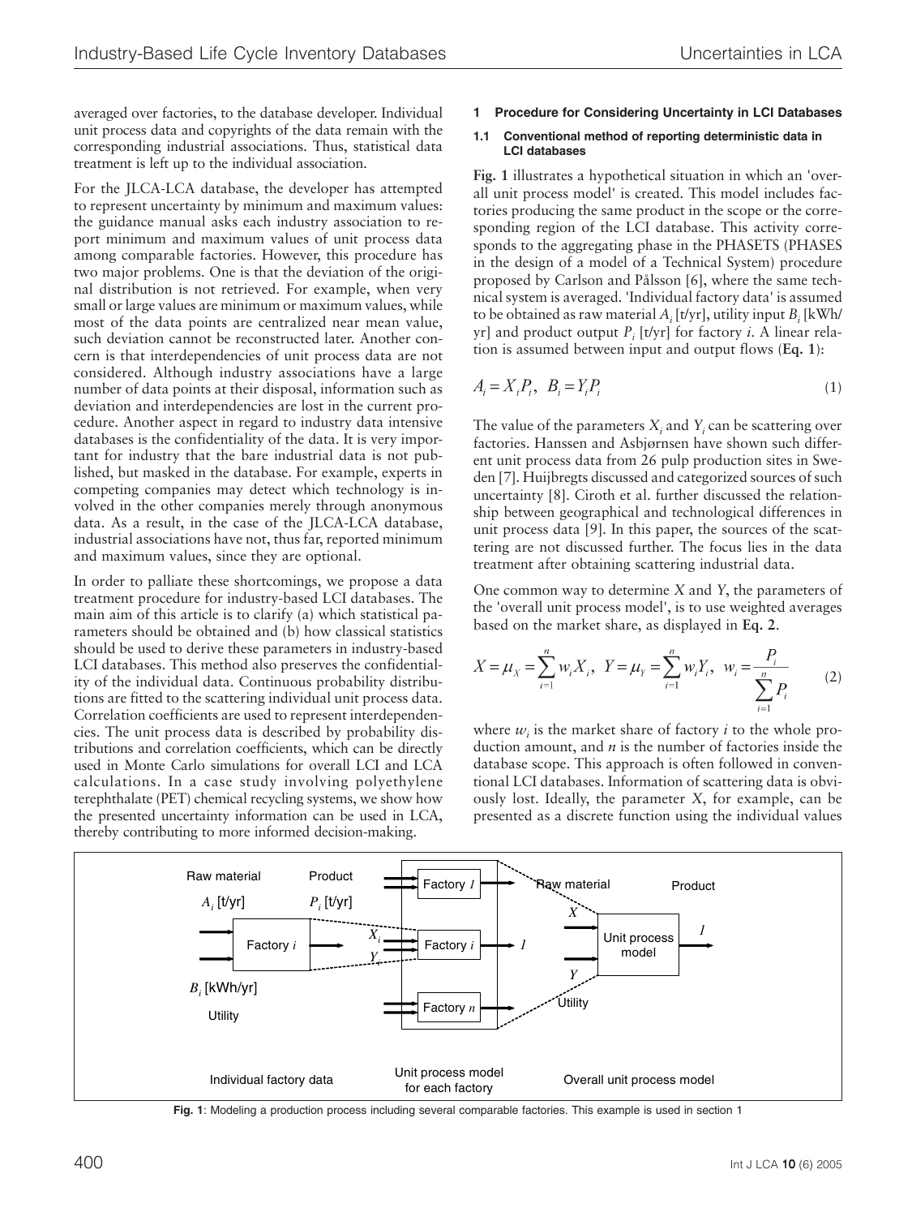averaged over factories, to the database developer. Individual unit process data and copyrights of the data remain with the corresponding industrial associations. Thus, statistical data treatment is left up to the individual association.

For the JLCA-LCA database, the developer has attempted to represent uncertainty by minimum and maximum values: the guidance manual asks each industry association to report minimum and maximum values of unit process data among comparable factories. However, this procedure has two major problems. One is that the deviation of the original distribution is not retrieved. For example, when very small or large values are minimum or maximum values, while most of the data points are centralized near mean value, such deviation cannot be reconstructed later. Another concern is that interdependencies of unit process data are not considered. Although industry associations have a large number of data points at their disposal, information such as deviation and interdependencies are lost in the current procedure. Another aspect in regard to industry data intensive databases is the confidentiality of the data. It is very important for industry that the bare industrial data is not published, but masked in the database. For example, experts in competing companies may detect which technology is involved in the other companies merely through anonymous data. As a result, in the case of the JLCA-LCA database, industrial associations have not, thus far, reported minimum and maximum values, since they are optional.

In order to palliate these shortcomings, we propose a data treatment procedure for industry-based LCI databases. The main aim of this article is to clarify (a) which statistical parameters should be obtained and (b) how classical statistics should be used to derive these parameters in industry-based LCI databases. This method also preserves the confidentiality of the individual data. Continuous probability distributions are fitted to the scattering individual unit process data. Correlation coefficients are used to represent interdependencies. The unit process data is described by probability distributions and correlation coefficients, which can be directly used in Monte Carlo simulations for overall LCI and LCA calculations. In a case study involving polyethylene terephthalate (PET) chemical recycling systems, we show how the presented uncertainty information can be used in LCA, thereby contributing to more informed decision-making.

## 1 Procedure for Considering Uncertainty in LCI Databases

### 1.1 Conventional method of reporting deterministic data in LCI databases

**Fig. 1** illustrates a hypothetical situation in which an 'overall unit process model' is created. This model includes factories producing the same product in the scope or the corresponding region of the LCI database. This activity corresponds to the aggregating phase in the PHASETS (PHASES in the design of a model of a Technical System) procedure proposed by Carlson and Pålsson [6], where the same technical system is averaged. 'Individual factory data' is assumed to be obtained as raw material $A_i$ [t/yr], utility input $B_i$ [kWh/yr] and product output $P_i$ [t/yr] for factory *i*. A linear relation is assumed between input and output flows (**Eq. 1**):

$$A_i = X_i P_i, \quad B_i = Y_i P_i \tag{1}$$

The value of the parameters $X_i$ and $Y_i$ can be scattering over factories. Hanssen and Asbjørnsen have shown such different unit process data from 26 pulp production sites in Sweden [7]. Huijbregts discussed and categorized sources of such uncertainty [8]. Ciroth et al. further discussed the relationship between geographical and technological differences in unit process data [9]. In this paper, the sources of the scattering are not discussed further. The focus lies in the data treatment after obtaining scattering industrial data.

One common way to determine *X* and *Y*, the parameters of the 'overall unit process model', is to use weighted averages based on the market share, as displayed in **Eq. 2**.

$$X = \mu_X = \sum_{i=1}^{n} w_i X_i, \quad Y = \mu_Y = \sum_{i=1}^{n} w_i Y_i, \quad w_i = \frac{P_i}{\sum_{i=1}^{n} P_i} \tag{2}$$

where $w_i$ is the market share of factory *i* to the whole production amount, and *n* is the number of factories inside the database scope. This approach is often followed in conventional LCI databases. Information of scattering data is obviously lost. Ideally, the parameter *X*, for example, can be presented as a discrete function using the individual values

**Fig. 1**: Modeling a production process including several comparable factories. This example is used in section 1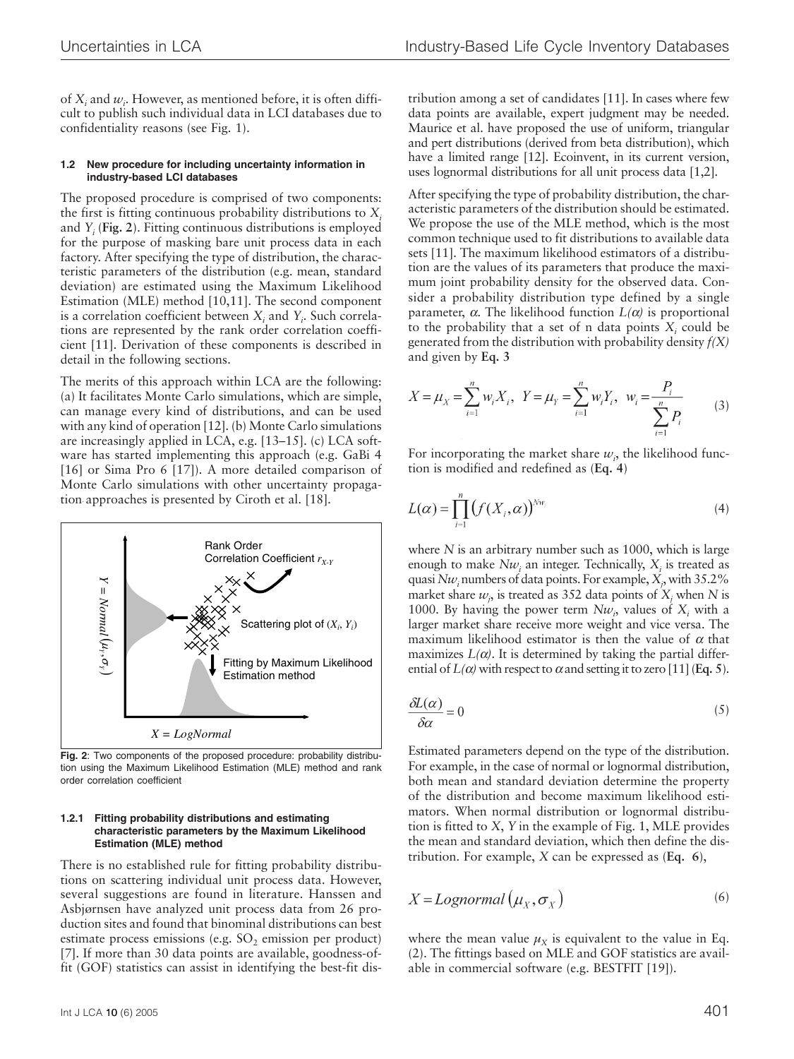of $X_i$ and $w_i$. However, as mentioned before, it is often difficult to publish such individual data in LCI databases due to confidentiality reasons (see Fig. 1).

### 1.2 New procedure for including uncertainty information in industry-based LCI databases

The proposed procedure is comprised of two components: the first is fitting continuous probability distributions to $X_i$ and $Y_i$ (**Fig. 2**). Fitting continuous distributions is employed for the purpose of masking bare unit process data in each factory. After specifying the type of distribution, the characteristic parameters of the distribution (e.g. mean, standard deviation) are estimated using the Maximum Likelihood Estimation (MLE) method [10,11]. The second component is a correlation coefficient between $X_i$ and $Y_i$. Such correlations are represented by the rank order correlation coefficient [11]. Derivation of these components is described in detail in the following sections.

The merits of this approach within LCA are the following: (a) It facilitates Monte Carlo simulations, which are simple, can manage every kind of distributions, and can be used with any kind of operation [12]. (b) Monte Carlo simulations are increasingly applied in LCA, e.g. [13–15]. (c) LCA software has started implementing this approach (e.g. GaBi 4 [16] or Sima Pro 6 [17]). A more detailed comparison of Monte Carlo simulations with other uncertainty propagation approaches is presented by Ciroth et al. [18].

**Fig. 2**: Two components of the proposed procedure: probability distribution using the Maximum Likelihood Estimation (MLE) method and rank order correlation coefficient

#### 1.2.1 Fitting probability distributions and estimating characteristic parameters by the Maximum Likelihood Estimation (MLE) method

There is no established rule for fitting probability distributions on scattering individual unit process data. However, several suggestions are found in literature. Hanssen and Asbjørnsen have analyzed unit process data from 26 production sites and found that binominal distributions can best estimate process emissions (e.g. $SO_2$ emission per product) [7]. If more than 30 data points are available, goodness-of-fit (GOF) statistics can assist in identifying the best-fit distribution among a set of candidates [11]. In cases where few data points are available, expert judgment may be needed. Maurice et al. have proposed the use of uniform, triangular and pert distributions (derived from beta distribution), which have a limited range [12]. Ecoinvent, in its current version, uses lognormal distributions for all unit process data [1,2].

After specifying the type of probability distribution, the characteristic parameters of the distribution should be estimated. We propose the use of the MLE method, which is the most common technique used to fit distributions to available data sets [11]. The maximum likelihood estimators of a distribution are the values of its parameters that produce the maximum joint probability density for the observed data. Consider a probability distribution type defined by a single parameter, $\alpha$. The likelihood function $L(\alpha)$ is proportional to the probability that a set of n data points $X_i$ could be generated from the distribution with probability density $f(X)$ and given by **Eq. 3**

$$X = \mu_X = \sum_{i=1}^{n} w_i X_i, \quad Y = \mu_Y = \sum_{i=1}^{n} w_i Y_i, \quad w_i = \frac{P_i}{\sum_{i=1}^{n} P_i} \tag{3}$$

For incorporating the market share $w_i$, the likelihood function is modified and redefined as (**Eq. 4**)

$$L(\alpha) = \prod_{i=1}^{n} \left( f(X_i, \alpha) \right)^{Nw_i} \tag{4}$$

where $N$ is an arbitrary number such as 1000, which is large enough to make $Nw_i$ an integer. Technically, $X_i$ is treated as quasi $Nw_i$ numbers of data points. For example, $X_j$, with 35.2% market share $w_j$, is treated as 352 data points of $X_j$ when $N$ is 1000. By having the power term $Nw_i$, values of $X_i$ with a larger market share receive more weight and vice versa. The maximum likelihood estimator is then the value of $\alpha$ that maximizes $L(\alpha)$. It is determined by taking the partial differential of $L(\alpha)$ with respect to $\alpha$ and setting it to zero [11] (**Eq. 5**).

$$\frac{\delta L(\alpha)}{\delta \alpha} = 0 \tag{5}$$

Estimated parameters depend on the type of the distribution. For example, in the case of normal or lognormal distribution, both mean and standard deviation determine the property of the distribution and become maximum likelihood estimators. When normal distribution or lognormal distribution is fitted to $X$, $Y$ in the example of Fig. 1, MLE provides the mean and standard deviation, which then define the distribution. For example, $X$ can be expressed as (**Eq. 6**),

$$X = Lognormal\left(\mu_X, \sigma_X\right) \tag{6}$$

where the mean value $\mu_X$ is equivalent to the value in Eq. (2). The fittings based on MLE and GOF statistics are available in commercial software (e.g. BESTFIT [19]).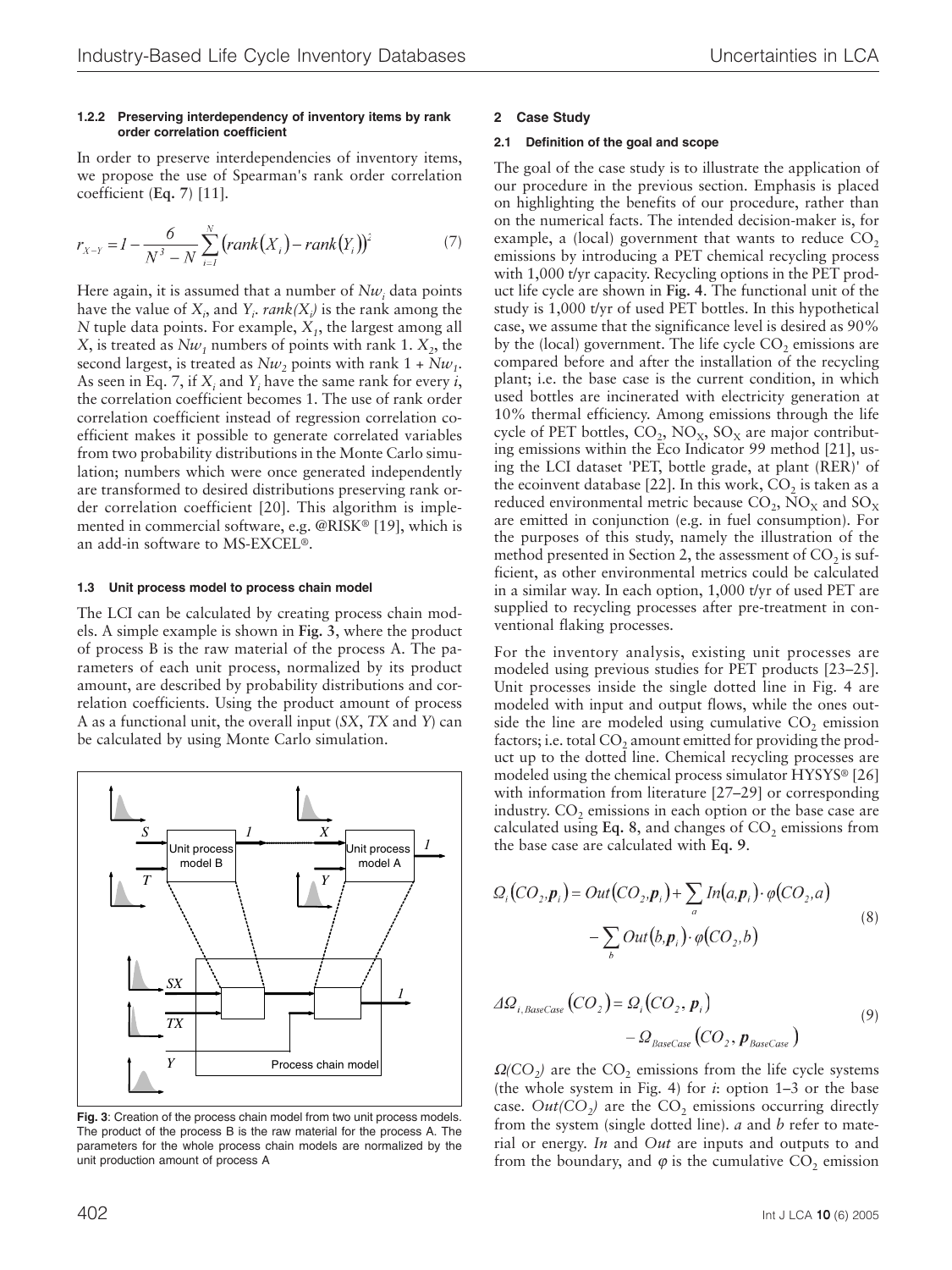#### 1.2.2 Preserving interdependency of inventory items by rank order correlation coefficient

In order to preserve interdependencies of inventory items, we propose the use of Spearman's rank order correlation coefficient (**Eq. 7**) [11].

$$r_{X-Y} = 1 - \frac{6}{N^3 - N} \sum_{i=1}^{N} \left(rank(X_i) - rank(Y_i)\right)^2 \qquad (7)$$

Here again, it is assumed that a number of $Nw_i$ data points have the value of $X_i$, and $Y_i$. $rank(X_i)$ is the rank among the $N$ tuple data points. For example, $X_1$, the largest among all $X$, is treated as $Nw_1$ numbers of points with rank 1. $X_2$, the second largest, is treated as $Nw_2$ points with rank $1 + Nw_1$. As seen in Eq. 7, if $X_i$ and $Y_i$ have the same rank for every $i$, the correlation coefficient becomes 1. The use of rank order correlation coefficient instead of regression correlation coefficient makes it possible to generate correlated variables from two probability distributions in the Monte Carlo simulation; numbers which were once generated independently are transformed to desired distributions preserving rank order correlation coefficient [20]. This algorithm is implemented in commercial software, e.g. @RISK® [19], which is an add-in software to MS-EXCEL®.

### 1.3 Unit process model to process chain model

The LCI can be calculated by creating process chain models. A simple example is shown in **Fig. 3**, where the product of process B is the raw material of the process A. The parameters of each unit process, normalized by its product amount, are described by probability distributions and correlation coefficients. Using the product amount of process A as a functional unit, the overall input ($SX$, $TX$ and $Y$) can be calculated by using Monte Carlo simulation.

**Fig. 3**: Creation of the process chain model from two unit process models. The product of the process B is the raw material for the process A. The parameters for the whole process chain models are normalized by the unit production amount of process A

## 2 Case Study

### 2.1 Definition of the goal and scope

The goal of the case study is to illustrate the application of our procedure in the previous section. Emphasis is placed on highlighting the benefits of our procedure, rather than on the numerical facts. The intended decision-maker is, for example, a (local) government that wants to reduce $CO_2$ emissions by introducing a PET chemical recycling process with 1,000 t/yr capacity. Recycling options in the PET product life cycle are shown in **Fig. 4**. The functional unit of the study is 1,000 t/yr of used PET bottles. In this hypothetical case, we assume that the significance level is desired as 90% by the (local) government. The life cycle $CO_2$ emissions are compared before and after the installation of the recycling plant; i.e. the base case is the current condition, in which used bottles are incinerated with electricity generation at 10% thermal efficiency. Among emissions through the life cycle of PET bottles, $CO_2$, $NO_X$, $SO_X$ are major contributing emissions within the Eco Indicator 99 method [21], using the LCI dataset 'PET, bottle grade, at plant (RER)' of the ecoinvent database [22]. In this work, $CO_2$ is taken as a reduced environmental metric because $CO_2$, $NO_X$ and $SO_X$ are emitted in conjunction (e.g. in fuel consumption). For the purposes of this study, namely the illustration of the method presented in Section 2, the assessment of $CO_2$ is sufficient, as other environmental metrics could be calculated in a similar way. In each option, 1,000 t/yr of used PET are supplied to recycling processes after pre-treatment in conventional flaking processes.

For the inventory analysis, existing unit processes are modeled using previous studies for PET products [23–25]. Unit processes inside the single dotted line in Fig. 4 are modeled with input and output flows, while the ones outside the line are modeled using cumulative $CO_2$ emission factors; i.e. total $CO_2$ amount emitted for providing the product up to the dotted line. Chemical recycling processes are modeled using the chemical process simulator HYSYS® [26] with information from literature [27–29] or corresponding industry. $CO_2$ emissions in each option or the base case are calculated using **Eq. 8**, and changes of $CO_2$ emissions from the base case are calculated with **Eq. 9**.

$$\Omega_i(CO_2, \boldsymbol{p}_i) = Out(CO_2, \boldsymbol{p}_i) + \sum_a In(a, \boldsymbol{p}_i) \cdot \varphi(CO_2, a) - \sum_b Out(b, \boldsymbol{p}_i) \cdot \varphi(CO_2, b) \qquad (8)$$

$$\Delta\Omega_{i,BaseCase}(CO_2) = \Omega_i(CO_2, \boldsymbol{p}_i) - \Omega_{BaseCase}(CO_2, \boldsymbol{p}_{BaseCase}) \qquad (9)$$

$\Omega(CO_2)$ are the $CO_2$ emissions from the life cycle systems (the whole system in Fig. 4) for $i$: option 1–3 or the base case. $Out(CO_2)$ are the $CO_2$ emissions occurring directly from the system (single dotted line). $a$ and $b$ refer to material or energy. $In$ and $Out$ are inputs and outputs to and from the boundary, and $\varphi$ is the cumulative $CO_2$ emission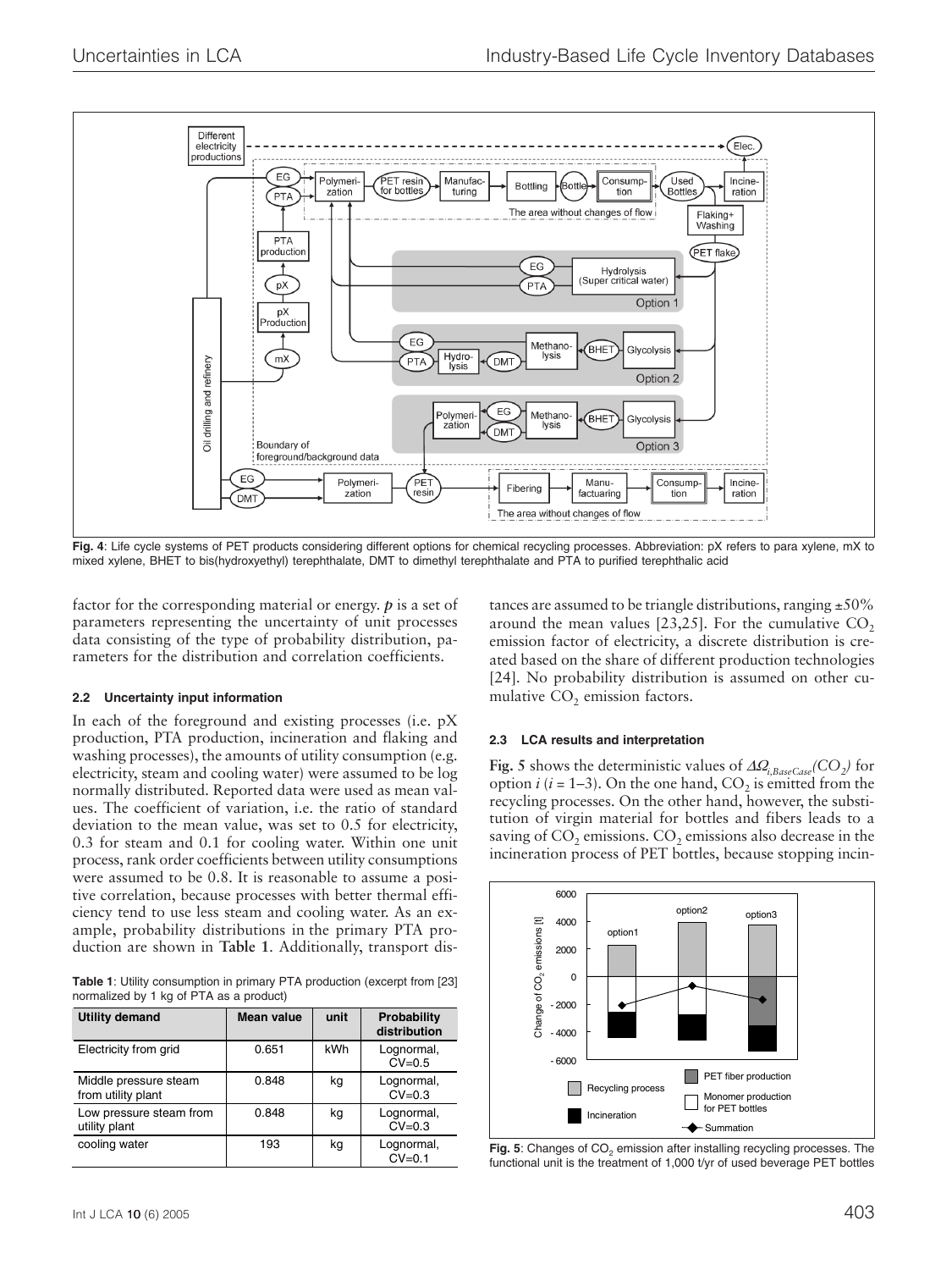Fig. 4: Life cycle systems of PET products considering different options for chemical recycling processes. Abbreviation: pX refers to para xylene, mX to mixed xylene, BHET to bis(hydroxyethyl) terephthalate, DMT to dimethyl terephthalate and PTA to purified terephthalic acid

factor for the corresponding material or energy. ***p*** is a set of parameters representing the uncertainty of unit processes data consisting of the type of probability distribution, parameters for the distribution and correlation coefficients.

### 2.2 Uncertainty input information

In each of the foreground and existing processes (i.e. pX production, PTA production, incineration and flaking and washing processes), the amounts of utility consumption (e.g. electricity, steam and cooling water) were assumed to be log normally distributed. Reported data were used as mean values. The coefficient of variation, i.e. the ratio of standard deviation to the mean value, was set to 0.5 for electricity, 0.3 for steam and 0.1 for cooling water. Within one unit process, rank order coefficients between utility consumptions were assumed to be 0.8. It is reasonable to assume a positive correlation, because processes with better thermal efficiency tend to use less steam and cooling water. As an example, probability distributions in the primary PTA production are shown in **Table 1**. Additionally, transport distances are assumed to be triangle distributions, ranging ±50% around the mean values [23,25]. For the cumulative $CO_2$ emission factor of electricity, a discrete distribution is created based on the share of different production technologies [24]. No probability distribution is assumed on other cumulative $CO_2$ emission factors.

**Table 1**: Utility consumption in primary PTA production (excerpt from [23] normalized by 1 kg of PTA as a product)

| Utility demand | Mean value | unit | Probability distribution |
|---|---|---|---|
| Electricity from grid | 0.651 | kWh | Lognormal, CV=0.5 |
| Middle pressure steam from utility plant | 0.848 | kg | Lognormal, CV=0.3 |
| Low pressure steam from utility plant | 0.848 | kg | Lognormal, CV=0.3 |
| cooling water | 193 | kg | Lognormal, CV=0.1 |

### 2.3 LCA results and interpretation

**Fig. 5** shows the deterministic values of $\Delta\Omega_{i,BaseCase}(CO_2)$ for option $i$ ($i$ = 1–3). On the one hand, $CO_2$ is emitted from the recycling processes. On the other hand, however, the substitution of virgin material for bottles and fibers leads to a saving of $CO_2$ emissions. $CO_2$ emissions also decrease in the incineration process of PET bottles, because stopping incin-

Fig. 5: Changes of $CO_2$ emission after installing recycling processes. The functional unit is the treatment of 1,000 t/yr of used beverage PET bottles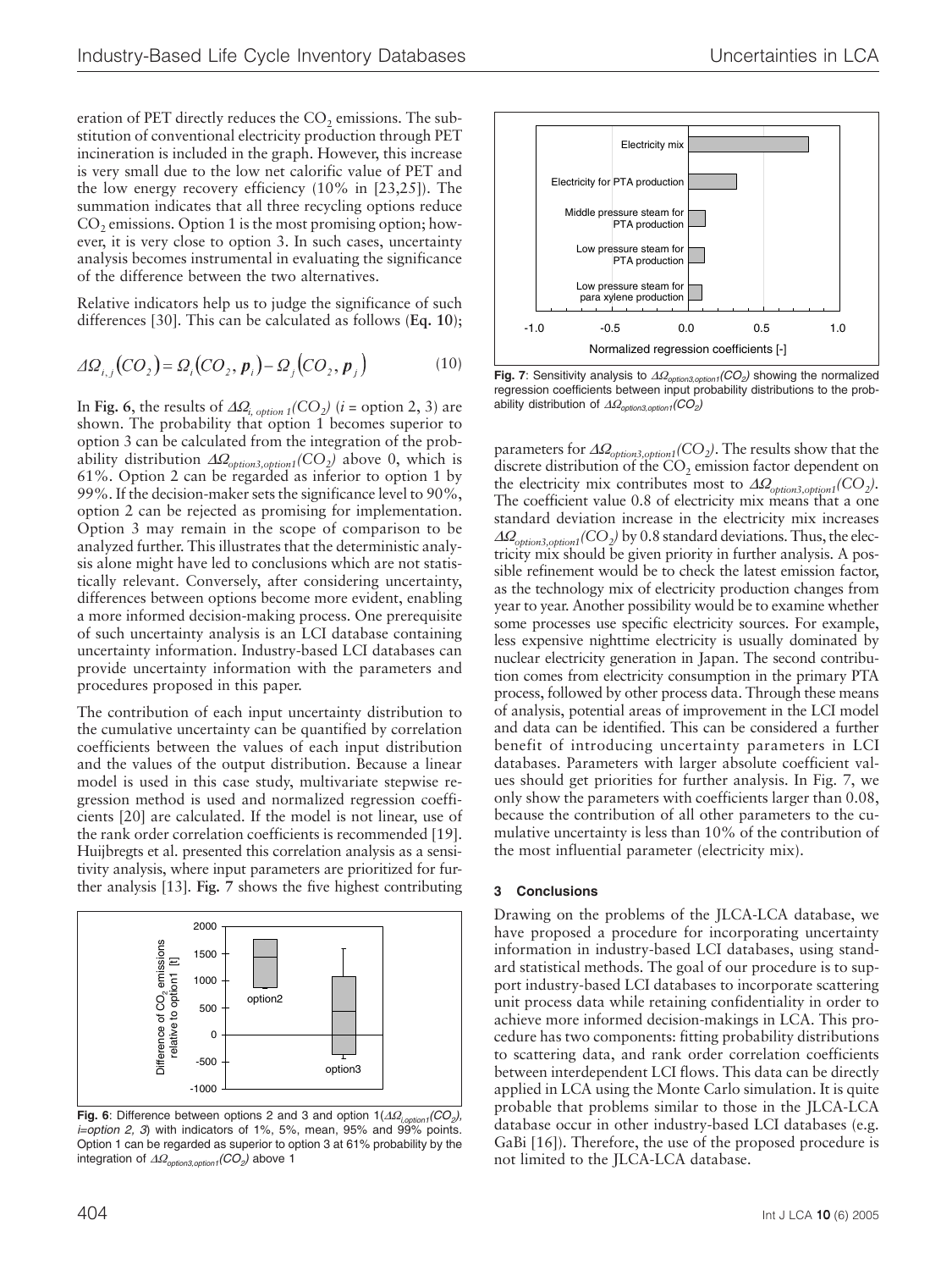eration of PET directly reduces the $CO_2$ emissions. The substitution of conventional electricity production through PET incineration is included in the graph. However, this increase is very small due to the low net calorific value of PET and the low energy recovery efficiency (10% in [23,25]). The summation indicates that all three recycling options reduce $CO_2$ emissions. Option 1 is the most promising option; however, it is very close to option 3. In such cases, uncertainty analysis becomes instrumental in evaluating the significance of the difference between the two alternatives.

Relative indicators help us to judge the significance of such differences [30]. This can be calculated as follows (**Eq. 10**);

$$\Delta\Omega_{i,j}(CO_2) = \Omega_i(CO_2, \boldsymbol{p}_i) - \Omega_j(CO_2, \boldsymbol{p}_j) \tag{10}$$

In **Fig. 6**, the results of $\Delta\Omega_{i,\ option\ 1}(CO_2)$ ($i$ = option 2, 3) are shown. The probability that option 1 becomes superior to option 3 can be calculated from the integration of the probability distribution $\Delta\Omega_{option3,option1}(CO_2)$ above 0, which is 61%. Option 2 can be regarded as inferior to option 1 by 99%. If the decision-maker sets the significance level to 90%, option 2 can be rejected as promising for implementation. Option 3 may remain in the scope of comparison to be analyzed further. This illustrates that the deterministic analysis alone might have led to conclusions which are not statistically relevant. Conversely, after considering uncertainty, differences between options become more evident, enabling a more informed decision-making process. One prerequisite of such uncertainty analysis is an LCI database containing uncertainty information. Industry-based LCI databases can provide uncertainty information with the parameters and procedures proposed in this paper.

The contribution of each input uncertainty distribution to the cumulative uncertainty can be quantified by correlation coefficients between the values of each input distribution and the values of the output distribution. Because a linear model is used in this case study, multivariate stepwise regression method is used and normalized regression coefficients [20] are calculated. If the model is not linear, use of the rank order correlation coefficients is recommended [19]. Huijbregts et al. presented this correlation analysis as a sensitivity analysis, where input parameters are prioritized for further analysis [13]. **Fig. 7** shows the five highest contributing parameters for $\Delta\Omega_{option3,option1}(CO_2)$. The results show that the discrete distribution of the $CO_2$ emission factor dependent on the electricity mix contributes most to $\Delta\Omega_{option3,option1}(CO_2)$. The coefficient value 0.8 of electricity mix means that a one standard deviation increase in the electricity mix increases $\Delta\Omega_{option3,option1}(CO_2)$ by 0.8 standard deviations. Thus, the electricity mix should be given priority in further analysis. A possible refinement would be to check the latest emission factor, as the technology mix of electricity production changes from year to year. Another possibility would be to examine whether some processes use specific electricity sources. For example, less expensive nighttime electricity is usually dominated by nuclear electricity generation in Japan. The second contribution comes from electricity consumption in the primary PTA process, followed by other process data. Through these means of analysis, potential areas of improvement in the LCI model and data can be identified. This can be considered a further benefit of introducing uncertainty parameters in LCI databases. Parameters with larger absolute coefficient values should get priorities for further analysis. In Fig. 7, we only show the parameters with coefficients larger than 0.08, because the contribution of all other parameters to the cumulative uncertainty is less than 10% of the contribution of the most influential parameter (electricity mix).

**Fig. 6**: Difference between options 2 and 3 and option 1($\Delta\Omega_{i,option1}(CO_2)$, $i$=option 2, 3) with indicators of 1%, 5%, mean, 95% and 99% points. Option 1 can be regarded as superior to option 3 at 61% probability by the integration of $\Delta\Omega_{option3,option1}(CO_2)$ above 1

**Fig. 7**: Sensitivity analysis to $\Delta\Omega_{option3,option1}(CO_2)$ showing the normalized regression coefficients between input probability distributions to the probability distribution of $\Delta\Omega_{option3,option1}(CO_2)$

## 3 Conclusions

Drawing on the problems of the JLCA-LCA database, we have proposed a procedure for incorporating uncertainty information in industry-based LCI databases, using standard statistical methods. The goal of our procedure is to support industry-based LCI databases to incorporate scattering unit process data while retaining confidentiality in order to achieve more informed decision-makings in LCA. This procedure has two components: fitting probability distributions to scattering data, and rank order correlation coefficients between interdependent LCI flows. This data can be directly applied in LCA using the Monte Carlo simulation. It is quite probable that problems similar to those in the JLCA-LCA database occur in other industry-based LCI databases (e.g. GaBi [16]). Therefore, the use of the proposed procedure is not limited to the JLCA-LCA database.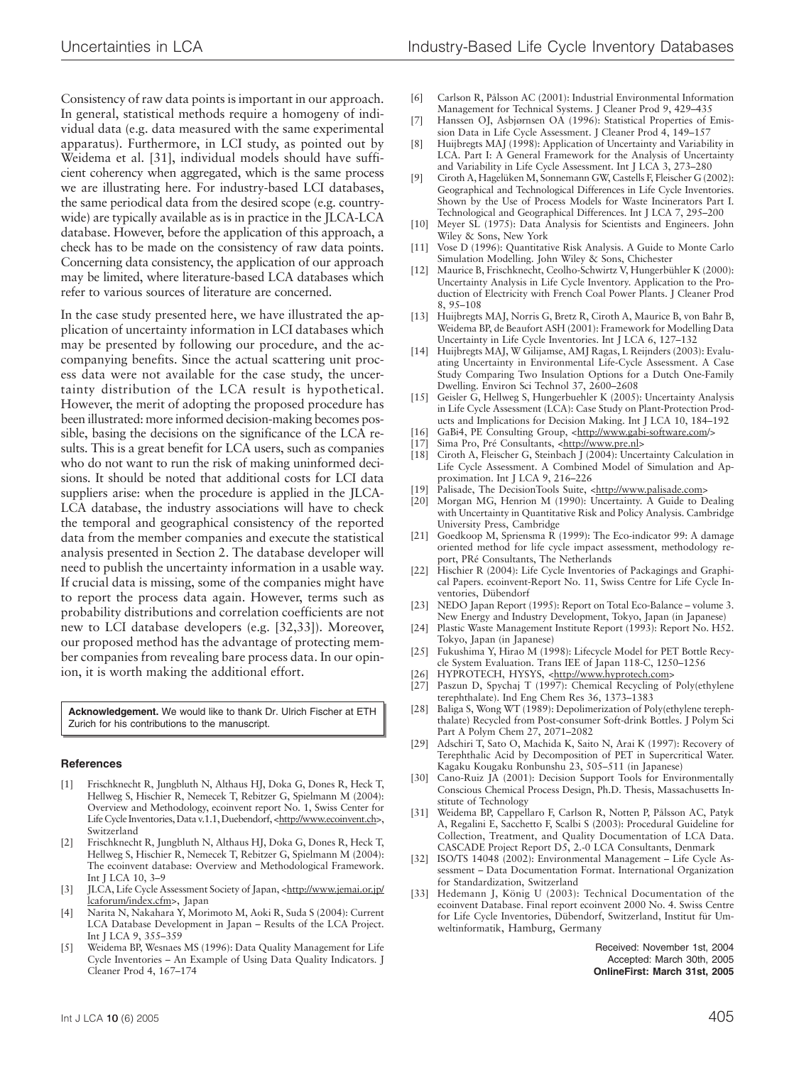Consistency of raw data points is important in our approach. In general, statistical methods require a homogeny of individual data (e.g. data measured with the same experimental apparatus). Furthermore, in LCI study, as pointed out by Weidema et al. [31], individual models should have sufficient coherency when aggregated, which is the same process we are illustrating here. For industry-based LCI databases, the same periodical data from the desired scope (e.g. country-wide) are typically available as is in practice in the JLCA-LCA database. However, before the application of this approach, a check has to be made on the consistency of raw data points. Concerning data consistency, the application of our approach may be limited, where literature-based LCA databases which refer to various sources of literature are concerned.

In the case study presented here, we have illustrated the application of uncertainty information in LCI databases which may be presented by following our procedure, and the accompanying benefits. Since the actual scattering unit process data were not available for the case study, the uncertainty distribution of the LCA result is hypothetical. However, the merit of adopting the proposed procedure has been illustrated: more informed decision-making becomes possible, basing the decisions on the significance of the LCA results. This is a great benefit for LCA users, such as companies who do not want to run the risk of making uninformed decisions. It should be noted that additional costs for LCI data suppliers arise: when the procedure is applied in the JLCA-LCA database, the industry associations will have to check the temporal and geographical consistency of the reported data from the member companies and execute the statistical analysis presented in Section 2. The database developer will need to publish the uncertainty information in a usable way. If crucial data is missing, some of the companies might have to report the process data again. However, terms such as probability distributions and correlation coefficients are not new to LCI database developers (e.g. [32,33]). Moreover, our proposed method has the advantage of protecting member companies from revealing bare process data. In our opinion, it is worth making the additional effort.

**Acknowledgement.** We would like to thank Dr. Ulrich Fischer at ETH Zurich for his contributions to the manuscript.

## References

[1] Frischknecht R, Jungbluth N, Althaus HJ, Doka G, Dones R, Heck T, Hellweg S, Hischier R, Nemecek T, Rebitzer G, Spielmann M (2004): Overview and Methodology, ecoinvent report No. 1, Swiss Center for Life Cycle Inventories, Data v.1.1, Duebendorf, <http://www.ecoinvent.ch>, Switzerland

[2] Frischknecht R, Jungbluth N, Althaus HJ, Doka G, Dones R, Heck T, Hellweg S, Hischier R, Nemecek T, Rebitzer G, Spielmann M (2004): The ecoinvent database: Overview and Methodological Framework. Int J LCA 10, 3–9

[3] JLCA, Life Cycle Assessment Society of Japan, <http://www.jemai.or.jp/lcaforum/index.cfm>, Japan

[4] Narita N, Nakahara Y, Morimoto M, Aoki R, Suda S (2004): Current LCA Database Development in Japan – Results of the LCA Project. Int J LCA 9, 355–359

[5] Weidema BP, Wesnaes MS (1996): Data Quality Management for Life Cycle Inventories – An Example of Using Data Quality Indicators. J Cleaner Prod 4, 167–174

[6] Carlson R, Pålsson AC (2001): Industrial Environmental Information Management for Technical Systems. J Cleaner Prod 9, 429–435

[7] Hanssen OJ, Asbjørnsen OA (1996): Statistical Properties of Emission Data in Life Cycle Assessment. J Cleaner Prod 4, 149–157

[8] Huijbregts MAJ (1998): Application of Uncertainty and Variability in LCA. Part I: A General Framework for the Analysis of Uncertainty and Variability in Life Cycle Assessment. Int J LCA 3, 273–280

[9] Ciroth A, Hagelüken M, Sonnemann GW, Castells F, Fleischer G (2002): Geographical and Technological Differences in Life Cycle Inventories. Shown by the Use of Process Models for Waste Incinerators Part I. Technological and Geographical Differences. Int J LCA 7, 295–200

[10] Meyer SL (1975): Data Analysis for Scientists and Engineers. John Wiley & Sons, New York

[11] Vose D (1996): Quantitative Risk Analysis. A Guide to Monte Carlo Simulation Modelling. John Wiley & Sons, Chichester

[12] Maurice B, Frischknecht, Ceolho-Schwirtz V, Hungerbühler K (2000): Uncertainty Analysis in Life Cycle Inventory. Application to the Production of Electricity with French Coal Power Plants. J Cleaner Prod 8, 95–108

[13] Huijbregts MAJ, Norris G, Bretz R, Ciroth A, Maurice B, von Bahr B, Weidema BP, de Beaufort ASH (2001): Framework for Modelling Data Uncertainty in Life Cycle Inventories. Int J LCA 6, 127–132

[14] Huijbregts MAJ, W Gilijamse, AMJ Ragas, L Reijnders (2003): Evaluating Uncertainty in Environmental Life-Cycle Assessment. A Case Study Comparing Two Insulation Options for a Dutch One-Family Dwelling. Environ Sci Technol 37, 2600–2608

[15] Geisler G, Hellweg S, Hungerbuehler K (2005): Uncertainty Analysis in Life Cycle Assessment (LCA): Case Study on Plant-Protection Products and Implications for Decision Making. Int J LCA 10, 184–192

[16] GaBi4, PE Consulting Group, <http://www.gabi-software.com/>

[17] Sima Pro, Pré Consultants, <http://www.pre.nl>

[18] Ciroth A, Fleischer G, Steinbach J (2004): Uncertainty Calculation in Life Cycle Assessment. A Combined Model of Simulation and Approximation. Int J LCA 9, 216–226

[19] Palisade, The DecisionTools Suite, <http://www.palisade.com>

[20] Morgan MG, Henrion M (1990): Uncertainty. A Guide to Dealing with Uncertainty in Quantitative Risk and Policy Analysis. Cambridge University Press, Cambridge

[21] Goedkoop M, Spriensma R (1999): The Eco-indicator 99: A damage oriented method for life cycle impact assessment, methodology report, PRé Consultants, The Netherlands

[22] Hischier R (2004): Life Cycle Inventories of Packagings and Graphical Papers. ecoinvent-Report No. 11, Swiss Centre for Life Cycle Inventories, Dübendorf

[23] NEDO Japan Report (1995): Report on Total Eco-Balance – volume 3. New Energy and Industry Development, Tokyo, Japan (in Japanese)

[24] Plastic Waste Management Institute Report (1993): Report No. H52. Tokyo, Japan (in Japanese)

[25] Fukushima Y, Hirao M (1998): Lifecycle Model for PET Bottle Recycle System Evaluation. Trans IEE of Japan 118-C, 1250–1256

[26] HYPROTECH, HYSYS, <http://www.hyprotech.com>

[27] Paszun D, Spychaj T (1997): Chemical Recycling of Poly(ethylene terephthalate). Ind Eng Chem Res 36, 1373–1383

[28] Baliga S, Wong WT (1989): Depolimerization of Poly(ethylene terephthalate) Recycled from Post-consumer Soft-drink Bottles. J Polym Sci Part A Polym Chem 27, 2071–2082

[29] Adschiri T, Sato O, Machida K, Saito N, Arai K (1997): Recovery of Terephthalic Acid by Decomposition of PET in Supercritical Water. Kagaku Kougaku Ronbunshu 23, 505–511 (in Japanese)

[30] Cano-Ruiz JA (2001): Decision Support Tools for Environmentally Conscious Chemical Process Design, Ph.D. Thesis, Massachusetts Institute of Technology

[31] Weidema BP, Cappellaro F, Carlson R, Notten P, Pålsson AC, Patyk A, Regalini E, Sacchetto F, Scalbi S (2003): Procedural Guideline for Collection, Treatment, and Quality Documentation of LCA Data. CASCADE Project Report D5, 2.-0 LCA Consultants, Denmark

[32] ISO/TS 14048 (2002): Environmental Management – Life Cycle Assessment – Data Documentation Format. International Organization for Standardization, Switzerland

[33] Hedemann J, König U (2003): Technical Documentation of the ecoinvent Database. Final report ecoinvent 2000 No. 4. Swiss Centre for Life Cycle Inventories, Dübendorf, Switzerland, Institut für Umweltinformatik, Hamburg, Germany

Received: November 1st, 2004
Accepted: March 30th, 2005
**OnlineFirst: March 31st, 2005**